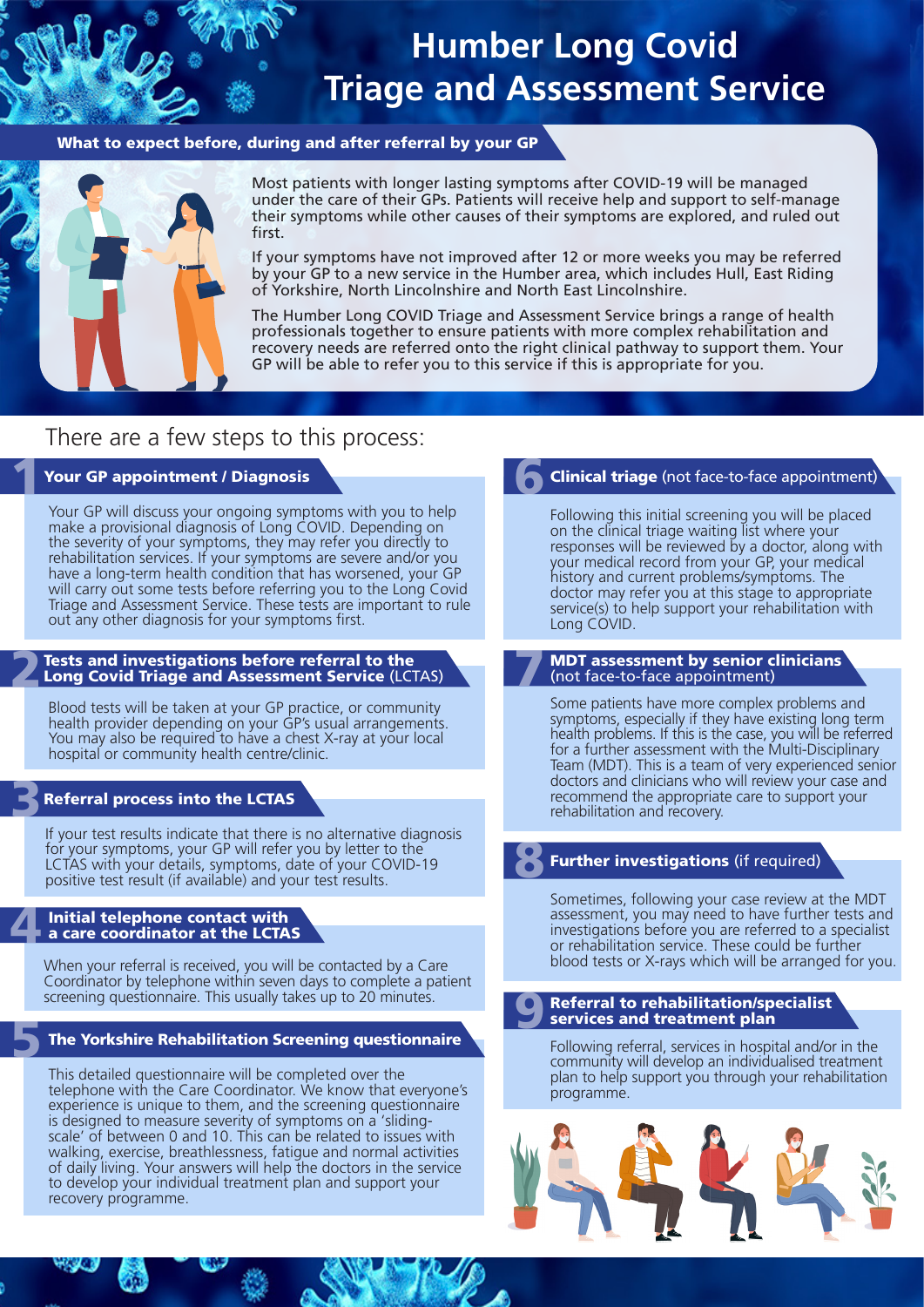# Humber Long Covid Triage and Assessment Service

## What to expect before, during and after referral by your GP

Most patients with longer lasting symptoms after COVID-19 will be managed under the care of their GPs. Patients will receive help and support to self-manage their symptoms while other causes of their symptoms are explored, and ruled out first.

If your symptoms have not improved after 12 or more weeks you may be referred by your GP to a new service in the Humber area, which includes Hull, East Riding of Yorkshire, North Lincolnshire and North East Lincolnshire.

The Humber Long COVID Triage and Assessment Service brings a range of health professionals together to ensure patients with more complex rehabilitation and recovery needs are referred onto the right clinical pathway to support them. Your GP will be able to refer you to this service if this is appropriate for you.

There are a few steps to this process:

### 1 Your GP appointment / Diagnosis

Your GP will discuss your ongoing symptoms with you to help make a provisional diagnosis of Long COVID. Depending on the severity of your symptoms, they may refer you directly to rehabilitation services. If your symptoms are severe and/or you have a long-term health condition that has worsened, your GP will carry out some tests before referring you to the Long Covid Triage and Assessment Service. These tests are important to rule out any other diagnosis for your symptoms first.

### 2 Tests and investigations before referral to the Long Covid Triage and Assessment Service (LCTAS)

Blood tests will be taken at your GP practice, or community health provider depending on your GP's usual arrangements. You may also be required to have a chest X-ray at your local hospital or community health centre/clinic.

### 3 Referral process into the LCTAS

If your test results indicate that there is no alternative diagnosis for your symptoms, your GP will refer you by letter to the LCTAS with your details, symptoms, date of your COVID-19 positive test result (if available) and your test results.

### 4 Initial telephone contact with a care coordinator at the LCTAS

When your referral is received, you will be contacted by a Care Coordinator by telephone within seven days to complete a patient screening questionnaire. This usually takes up to 20 minutes.

### 5 The Yorkshire Rehabilitation Screening questionnaire

This detailed questionnaire will be completed over the telephone with the Care Coordinator. We know that everyone's experience is unique to them, and the screening questionnaire is designed to measure severity of symptoms on a 'sliding-scale' of between 0 and 10. This can be related to issues with walking, exercise, breathlessness, fatigue and normal activities of daily living. Your answers will help the doctors in the service to develop your individual treatment plan and support your recovery programme.

### 6 Clinical triage (not face-to-face appointment)

Following this initial screening you will be placed on the clinical triage waiting list where your responses will be reviewed by a doctor, along with your medical record from your GP, your medical history and current problems/symptoms. The doctor may refer you at this stage to appropriate service(s) to help support your rehabilitation with Long COVID.

### 7 MDT assessment by senior clinicians (not face-to-face appointment)

Some patients have more complex problems and symptoms, especially if they have existing long term health problems. If this is the case, you will be referred for a further assessment with the Multi-Disciplinary Team (MDT). This is a team of very experienced senior doctors and clinicians who will review your case and recommend the appropriate care to support your rehabilitation and recovery.

### 8 Further investigations (if required)

Sometimes, following your case review at the MDT assessment, you may need to have further tests and investigations before you are referred to a specialist or rehabilitation service. These could be further blood tests or X-rays which will be arranged for you.

### 9 Referral to rehabilitation/specialist services and treatment plan

Following referral, services in hospital and/or in the community will develop an individualised treatment plan to help support you through your rehabilitation programme.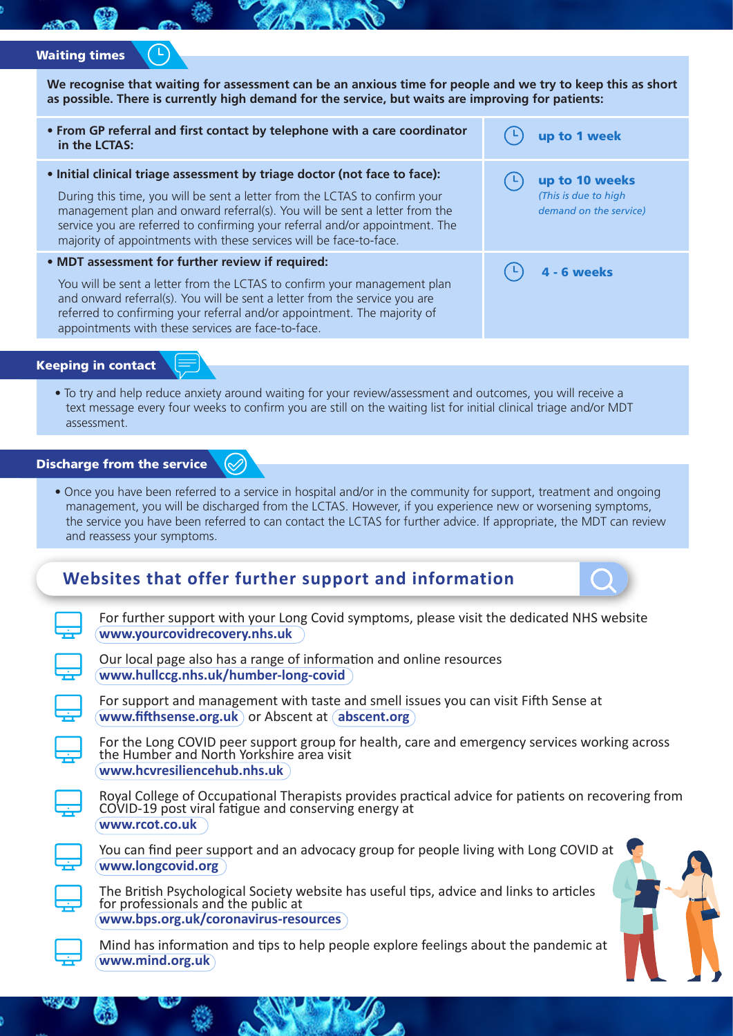## Waiting times

**We recognise that waiting for assessment can be an anxious time for people and we try to keep this as short as possible. There is currently high demand for the service, but waits are improving for patients:**

| | |
|---|---|
| • **From GP referral and first contact by telephone with a care coordinator in the LCTAS:** | **up to 1 week** |
| • **Initial clinical triage assessment by triage doctor (not face to face):** During this time, you will be sent a letter from the LCTAS to confirm your management plan and onward referral(s). You will be sent a letter from the service you are referred to confirming your referral and/or appointment. The majority of appointments with these services will be face-to-face. | **up to 10 weeks** *(This is due to high demand on the service)* |
| • **MDT assessment for further review if required:** You will be sent a letter from the LCTAS to confirm your management plan and onward referral(s). You will be sent a letter from the service you are referred to confirming your referral and/or appointment. The majority of appointments with these services are face-to-face. | **4 - 6 weeks** |

## Keeping in contact

- To try and help reduce anxiety around waiting for your review/assessment and outcomes, you will receive a text message every four weeks to confirm you are still on the waiting list for initial clinical triage and/or MDT assessment.

## Discharge from the service

- Once you have been referred to a service in hospital and/or in the community for support, treatment and ongoing management, you will be discharged from the LCTAS. However, if you experience new or worsening symptoms, the service you have been referred to can contact the LCTAS for further advice. If appropriate, the MDT can review and reassess your symptoms.

## Websites that offer further support and information

For further support with your Long Covid symptoms, please visit the dedicated NHS website **www.yourcovidrecovery.nhs.uk**

Our local page also has a range of information and online resources **www.hullccg.nhs.uk/humber-long-covid**

For support and management with taste and smell issues you can visit Fifth Sense at **www.fifthsense.org.uk** or Absent at **abscent.org**

For the Long COVID peer support group for health, care and emergency services working across the Humber and North Yorkshire area visit **www.hcvresiliencehub.nhs.uk**

Royal College of Occupational Therapists provides practical advice for patients on recovering from COVID-19 post viral fatigue and conserving energy at **www.rcot.co.uk**

You can find peer support and an advocacy group for people living with Long COVID at **www.longcovid.org**

The British Psychological Society website has useful tips, advice and links to articles for professionals and the public at **www.bps.org.uk/coronavirus-resources**

Mind has information and tips to help people explore feelings about the pandemic at **www.mind.org.uk**